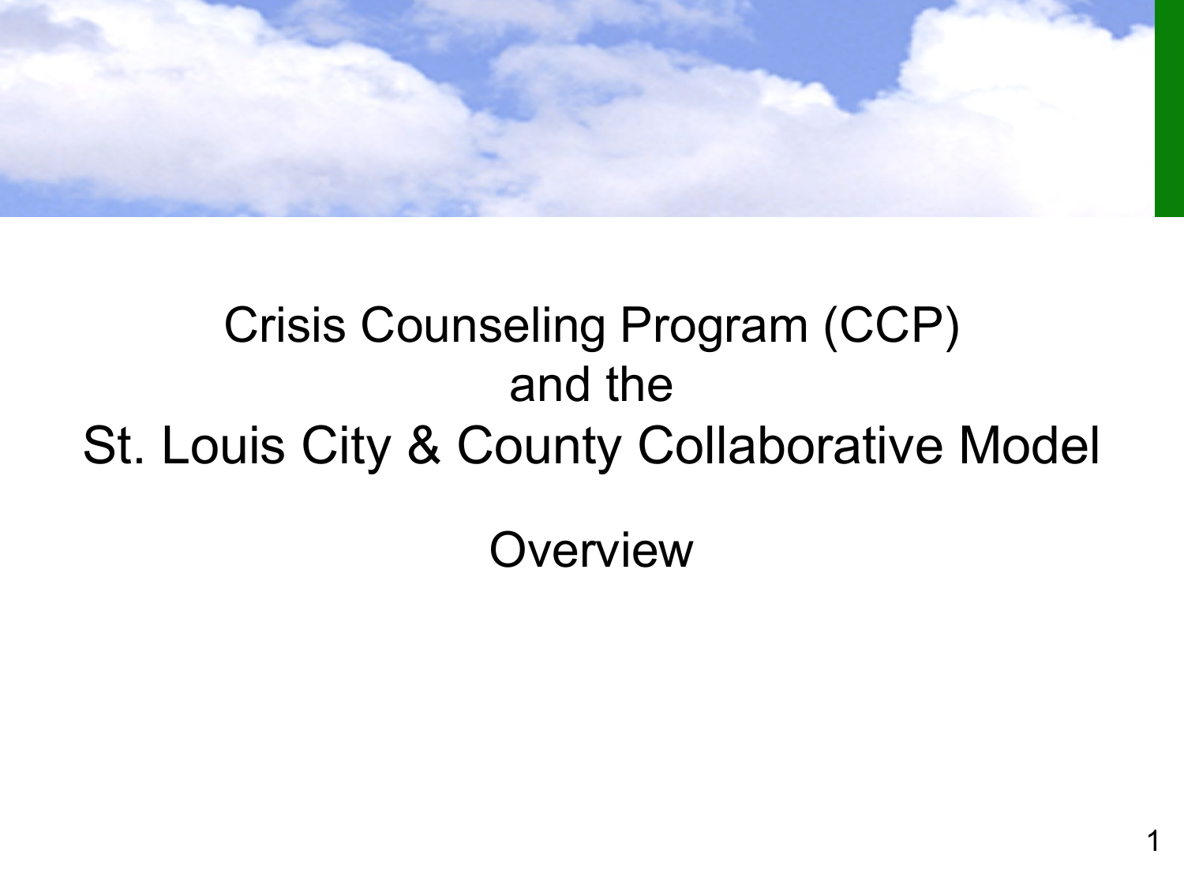# Crisis Counseling Program (CCP) and the St. Louis City & County Collaborative Model

## Overview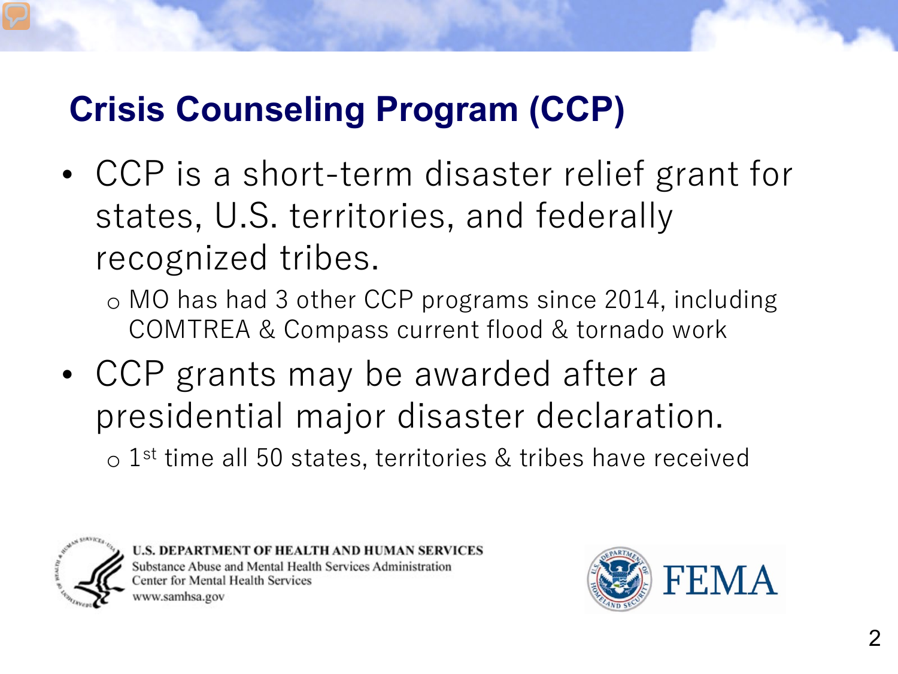## Crisis Counseling Program (CCP)

- CCP is a short-term disaster relief grant for states, U.S. territories, and federally recognized tribes.
  - MO has had 3 other CCP programs since 2014, including COMTREA & Compass current flood & tornado work
- CCP grants may be awarded after a presidential major disaster declaration.
  - 1st time all 50 states, territories & tribes have received

U.S. DEPARTMENT OF HEALTH AND HUMAN SERVICES
Substance Abuse and Mental Health Services Administration
Center for Mental Health Services
www.samhsa.gov

FEMA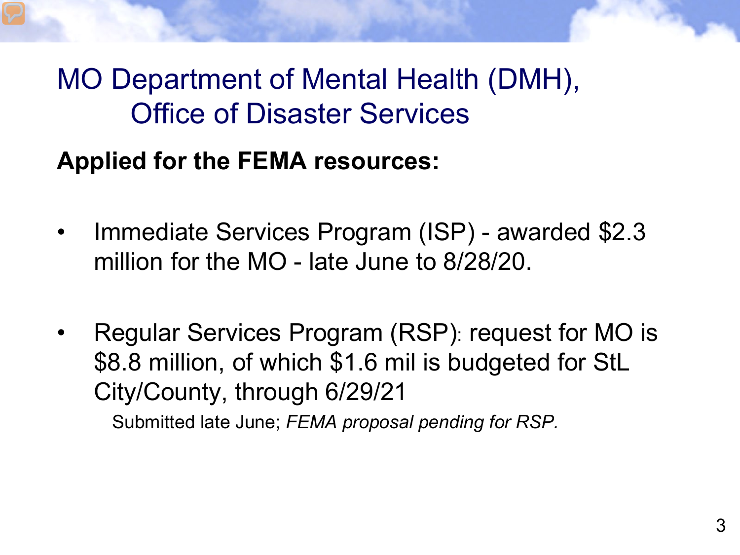# MO Department of Mental Health (DMH), Office of Disaster Services

**Applied for the FEMA resources:**

- Immediate Services Program (ISP) - awarded $2.3 million for the MO - late June to 8/28/20.

- Regular Services Program (RSP): request for MO is $8.8 million, of which $1.6 mil is budgeted for StL City/County, through 6/29/21

  Submitted late June; *FEMA proposal pending for RSP.*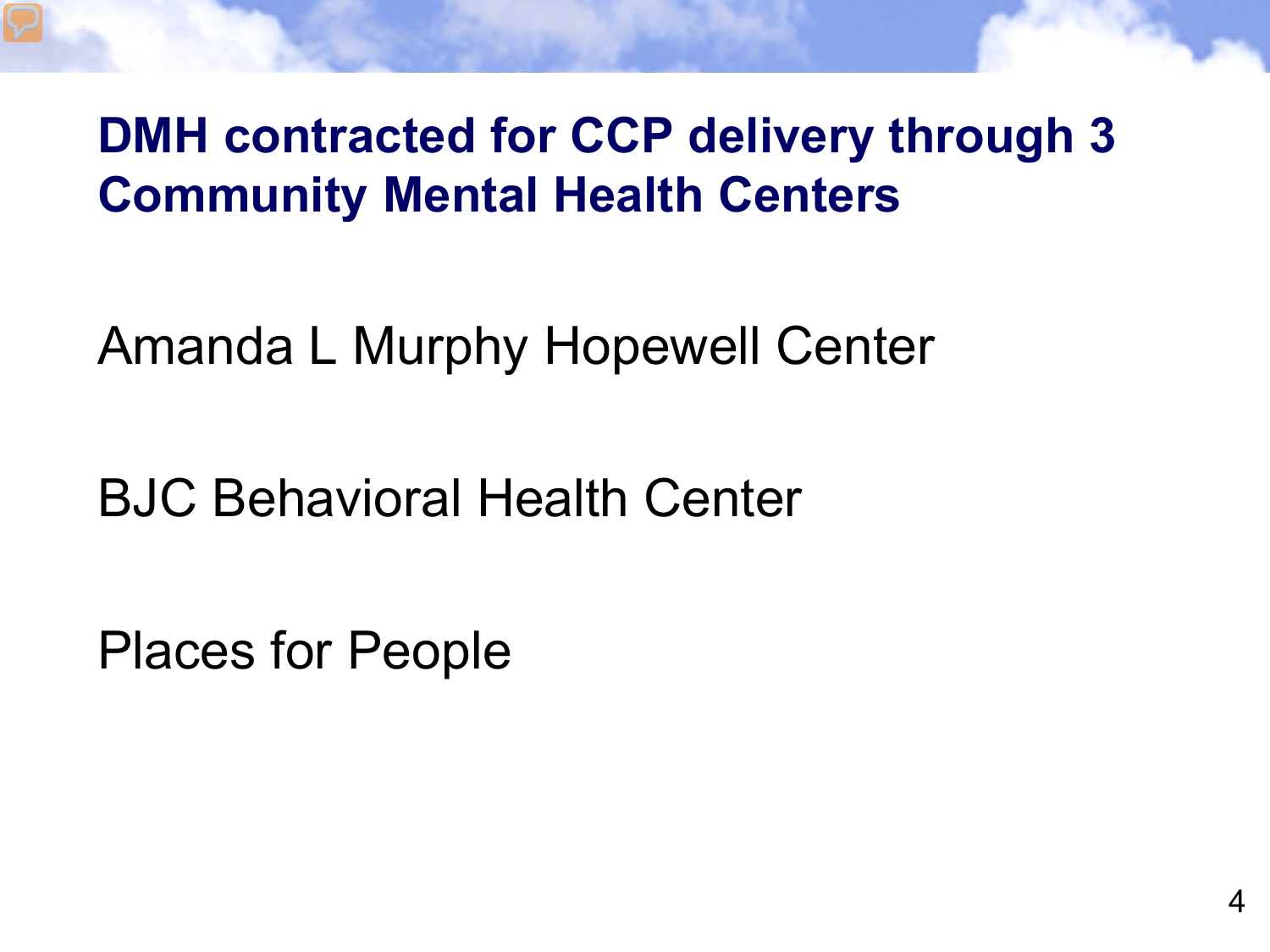## DMH contracted for CCP delivery through 3 Community Mental Health Centers

Amanda L Murphy Hopewell Center

BJC Behavioral Health Center

Places for People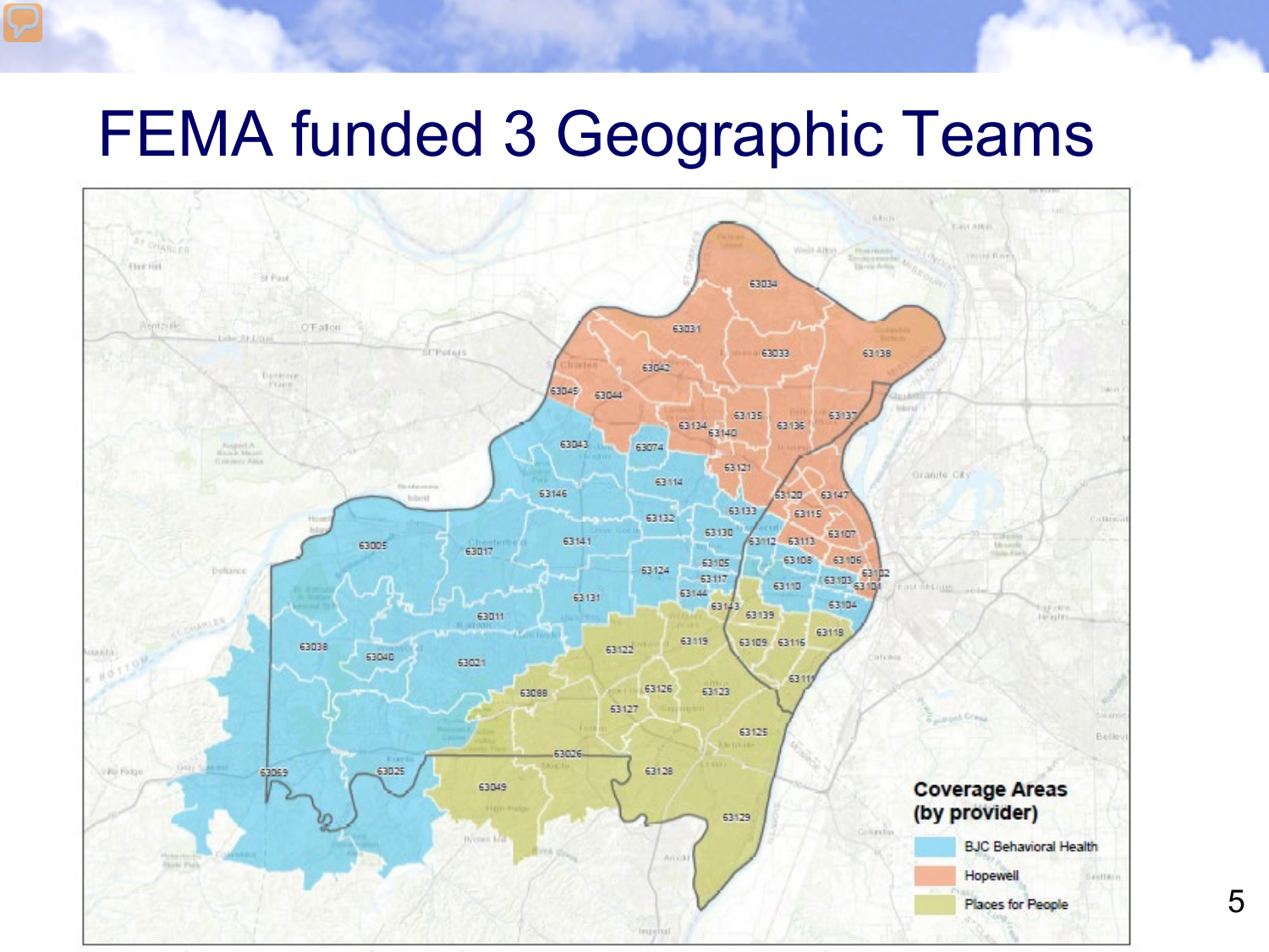# FEMA funded 3 Geographic Teams

**Coverage Areas (by provider)**

- BJC Behavioral Health
- Hopewell
- Places for People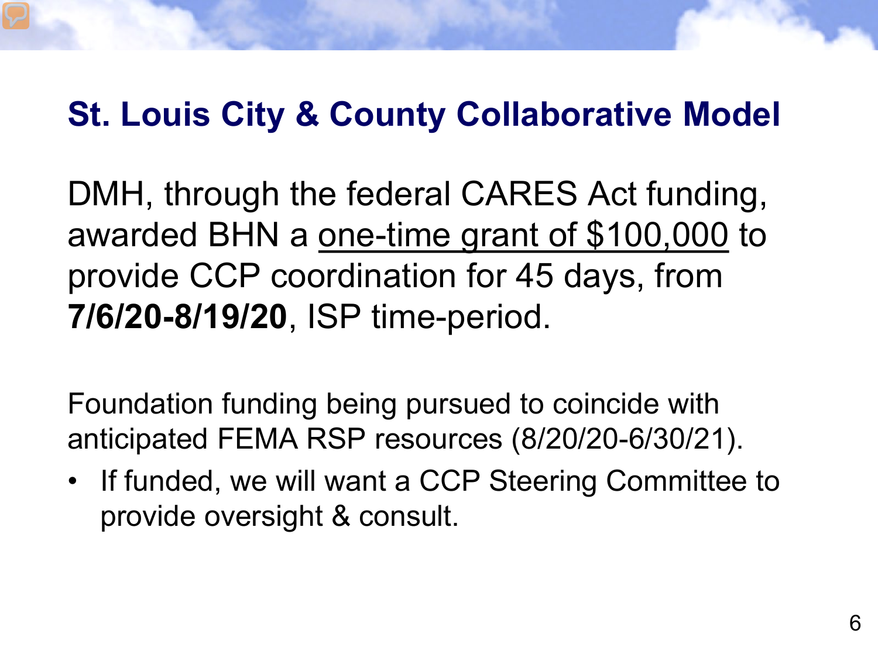## St. Louis City & County Collaborative Model

DMH, through the federal CARES Act funding, awarded BHN a <u>one-time grant of $100,000</u> to provide CCP coordination for 45 days, from **7/6/20-8/19/20**, ISP time-period.

Foundation funding being pursued to coincide with anticipated FEMA RSP resources (8/20/20-6/30/21).

- If funded, we will want a CCP Steering Committee to provide oversight & consult.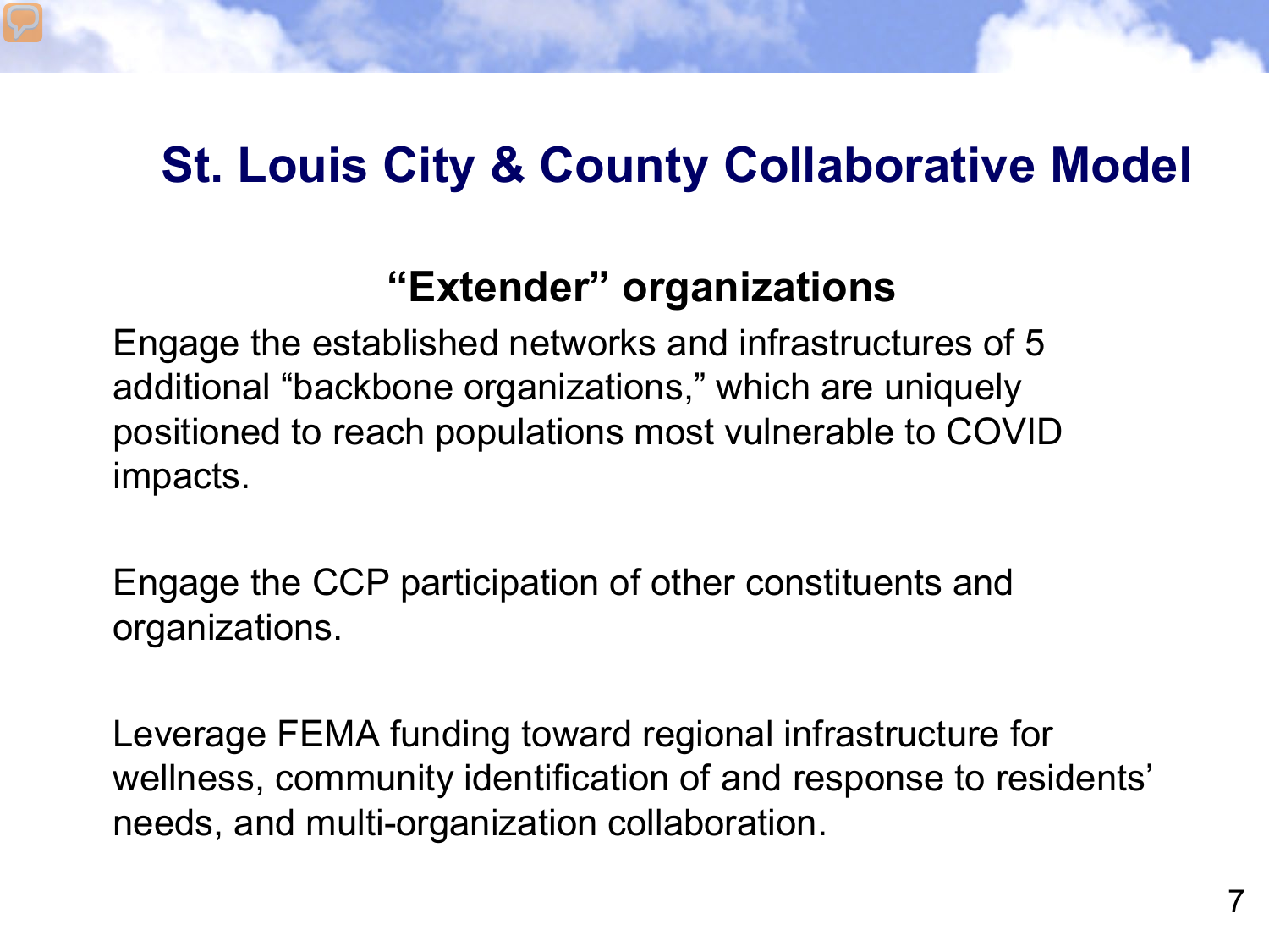# St. Louis City & County Collaborative Model

## "Extender" organizations

Engage the established networks and infrastructures of 5 additional "backbone organizations," which are uniquely positioned to reach populations most vulnerable to COVID impacts.

Engage the CCP participation of other constituents and organizations.

Leverage FEMA funding toward regional infrastructure for wellness, community identification of and response to residents' needs, and multi-organization collaboration.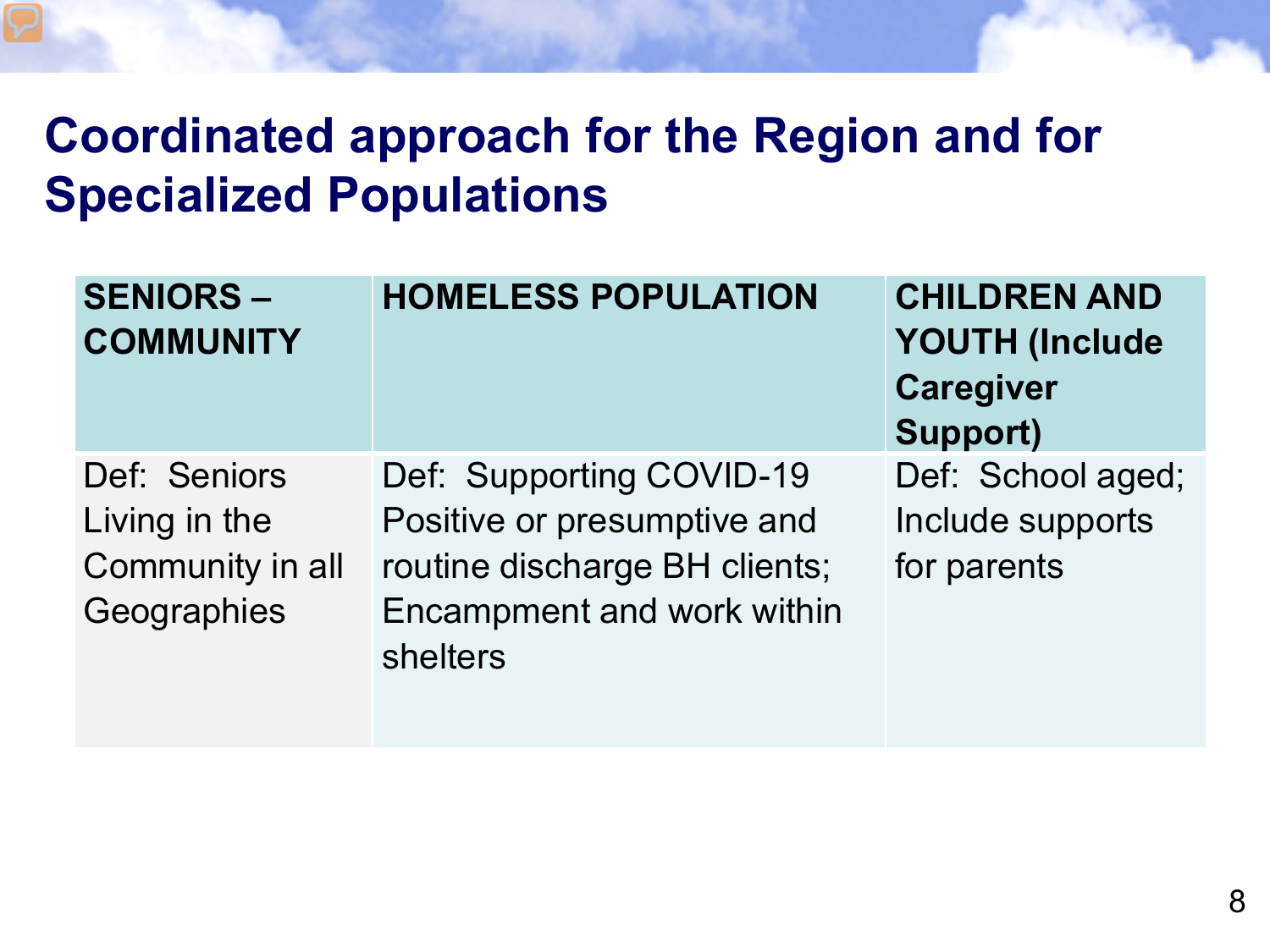# Coordinated approach for the Region and for Specialized Populations

| SENIORS – COMMUNITY | HOMELESS POPULATION | CHILDREN AND YOUTH (Include Caregiver Support) |
|---|---|---|
| Def: Seniors Living in the Community in all Geographies | Def: Supporting COVID-19 Positive or presumptive and routine discharge BH clients; Encampment and work within shelters | Def: School aged; Include supports for parents |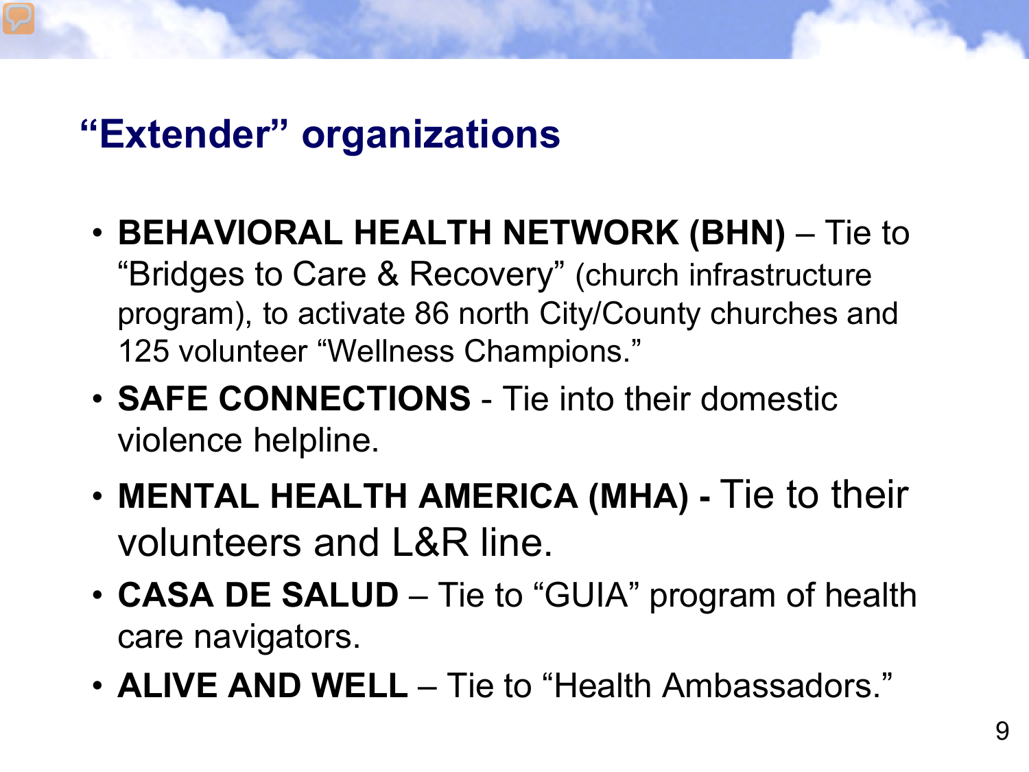# “Extender” organizations

- **BEHAVIORAL HEALTH NETWORK (BHN)** – Tie to “Bridges to Care & Recovery” (church infrastructure program), to activate 86 north City/County churches and 125 volunteer “Wellness Champions.”
- **SAFE CONNECTIONS** - Tie into their domestic violence helpline.
- **MENTAL HEALTH AMERICA (MHA) -** Tie to their volunteers and L&R line.
- **CASA DE SALUD** – Tie to “GUIA” program of health care navigators.
- **ALIVE AND WELL** – Tie to “Health Ambassadors.”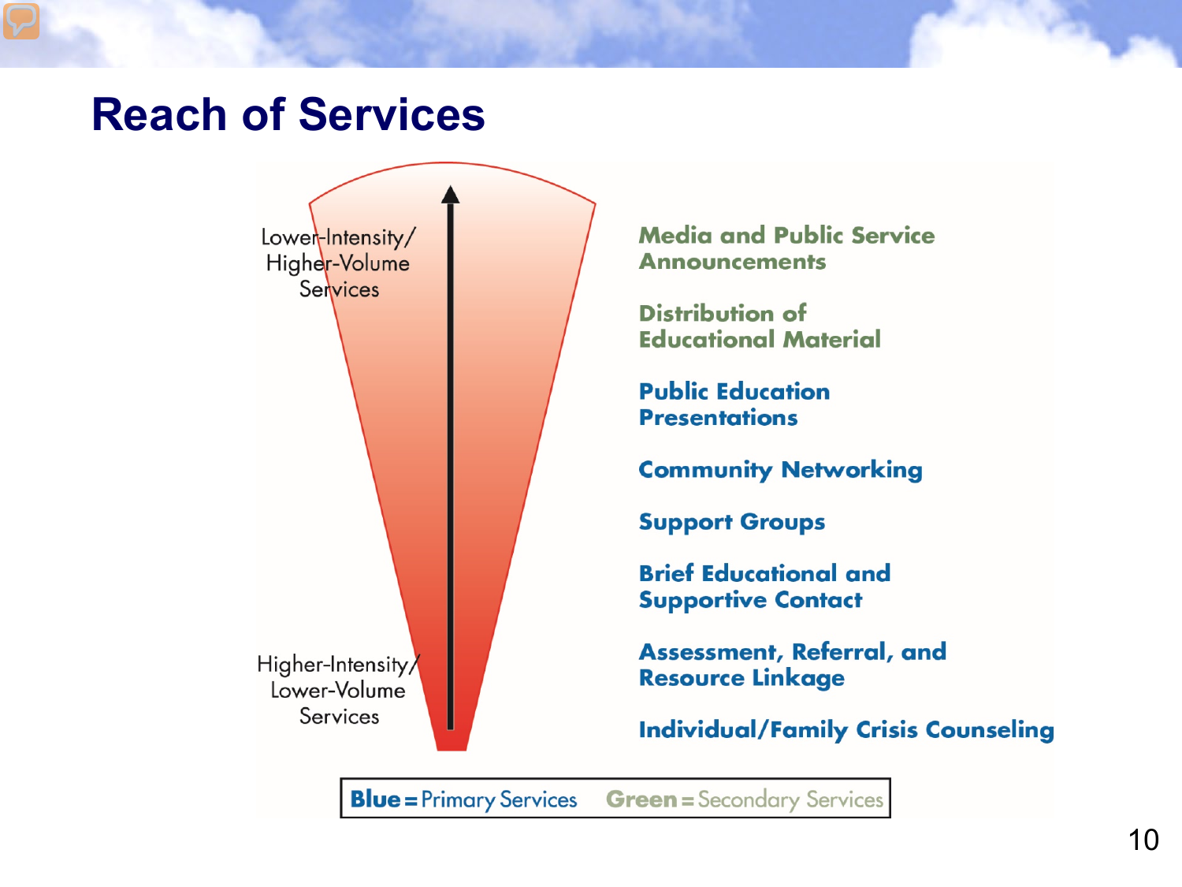# Reach of Services

Lower-Intensity/ Higher-Volume Services

Higher-Intensity/ Lower-Volume Services

- Media and Public Service Announcements
- Distribution of Educational Material
- **Public Education Presentations**
- **Community Networking**
- **Support Groups**
- **Brief Educational and Supportive Contact**
- **Assessment, Referral, and Resource Linkage**
- **Individual/Family Crisis Counseling**

**Blue** = Primary Services  **Green** = Secondary Services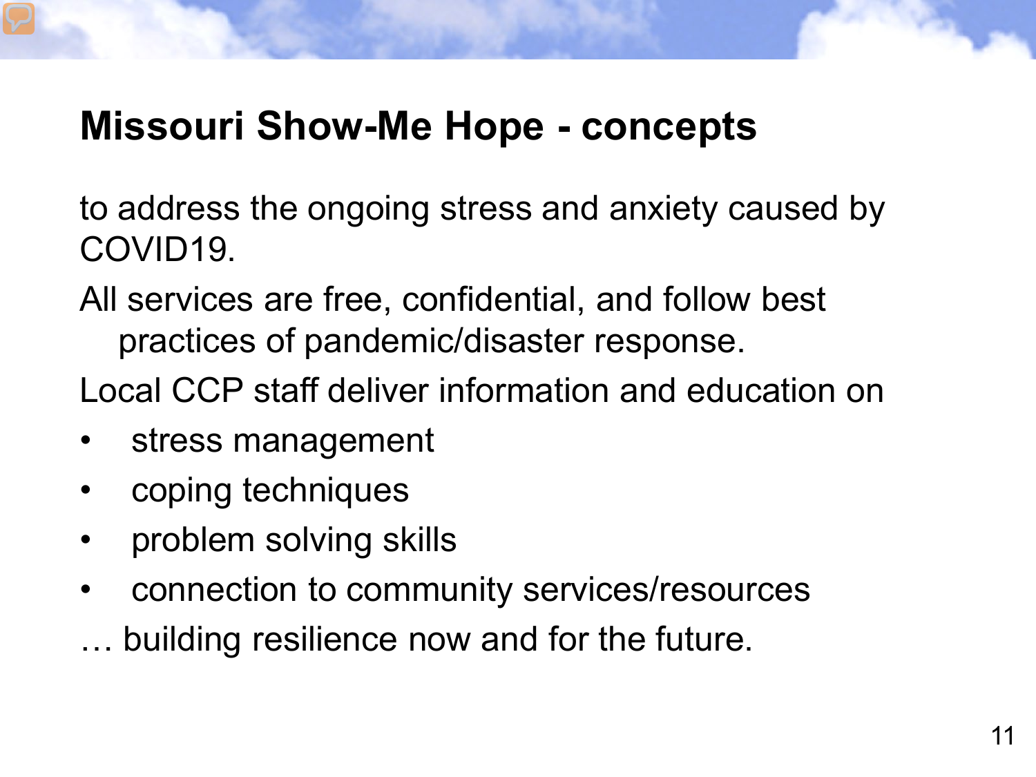# Missouri Show-Me Hope - concepts

to address the ongoing stress and anxiety caused by COVID19.

All services are free, confidential, and follow best practices of pandemic/disaster response.

Local CCP staff deliver information and education on

- stress management
- coping techniques
- problem solving skills
- connection to community services/resources

… building resilience now and for the future.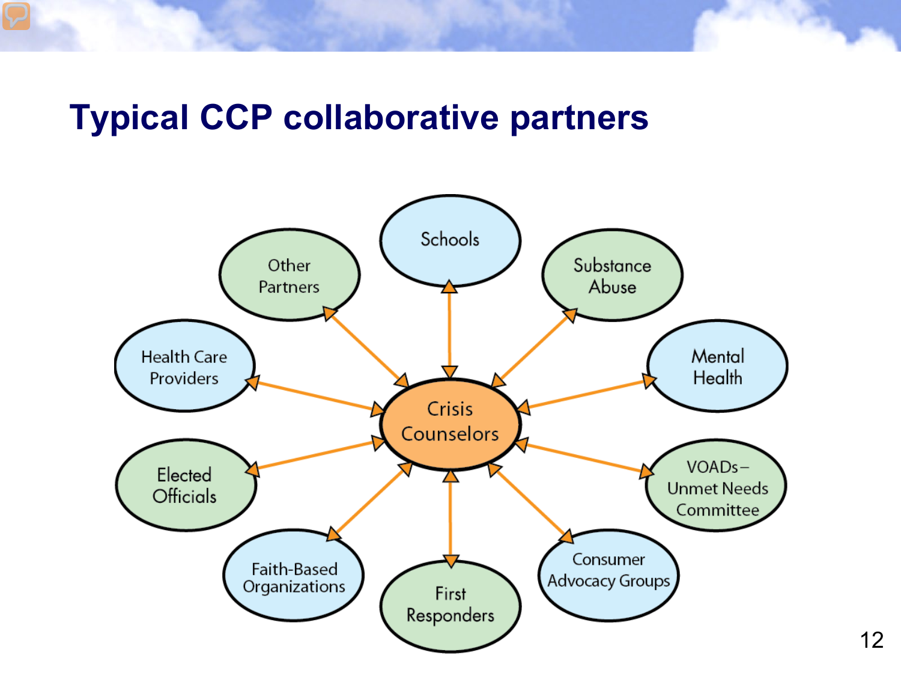# Typical CCP collaborative partners

- Crisis Counselors
  - Schools
  - Substance Abuse
  - Mental Health
  - VOADs– Unmet Needs Committee
  - Consumer Advocacy Groups
  - First Responders
  - Faith-Based Organizations
  - Elected Officials
  - Health Care Providers
  - Other Partners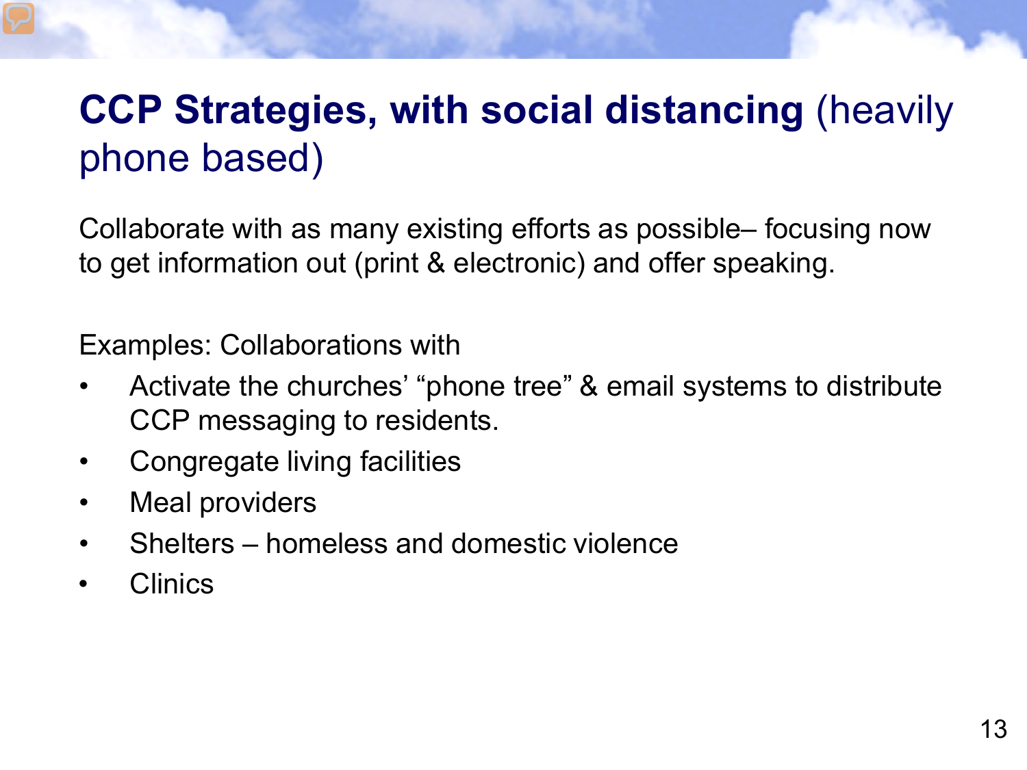# **CCP Strategies, with social distancing** (heavily phone based)

Collaborate with as many existing efforts as possible– focusing now to get information out (print & electronic) and offer speaking.

Examples: Collaborations with

- Activate the churches' "phone tree" & email systems to distribute CCP messaging to residents.
- Congregate living facilities
- Meal providers
- Shelters – homeless and domestic violence
- Clinics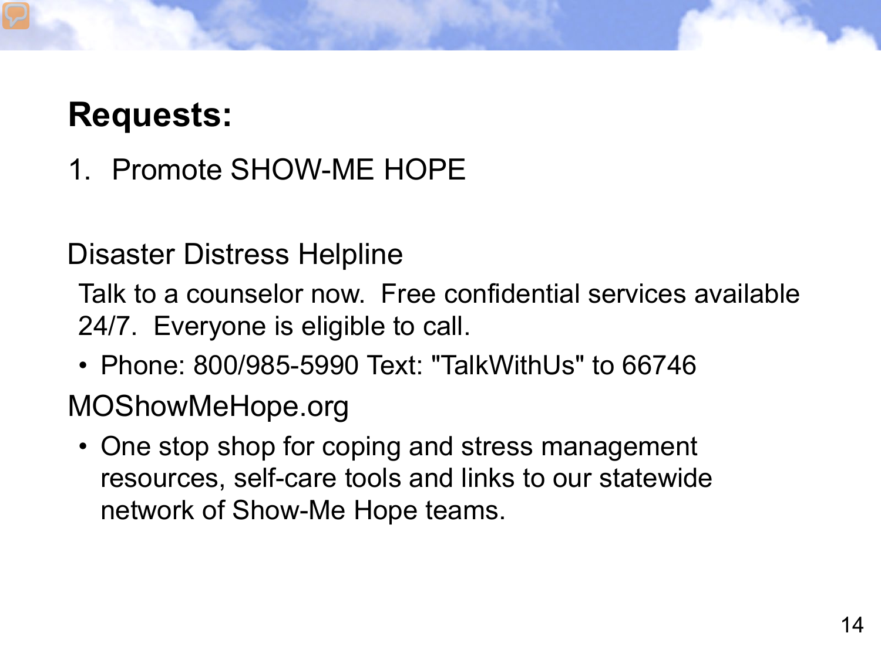## Requests:

1. Promote SHOW-ME HOPE

Disaster Distress Helpline

Talk to a counselor now.  Free confidential services available 24/7.  Everyone is eligible to call.

- Phone: 800/985-5990 Text: "TalkWithUs" to 66746

MOShowMeHope.org

- One stop shop for coping and stress management resources, self-care tools and links to our statewide network of Show-Me Hope teams.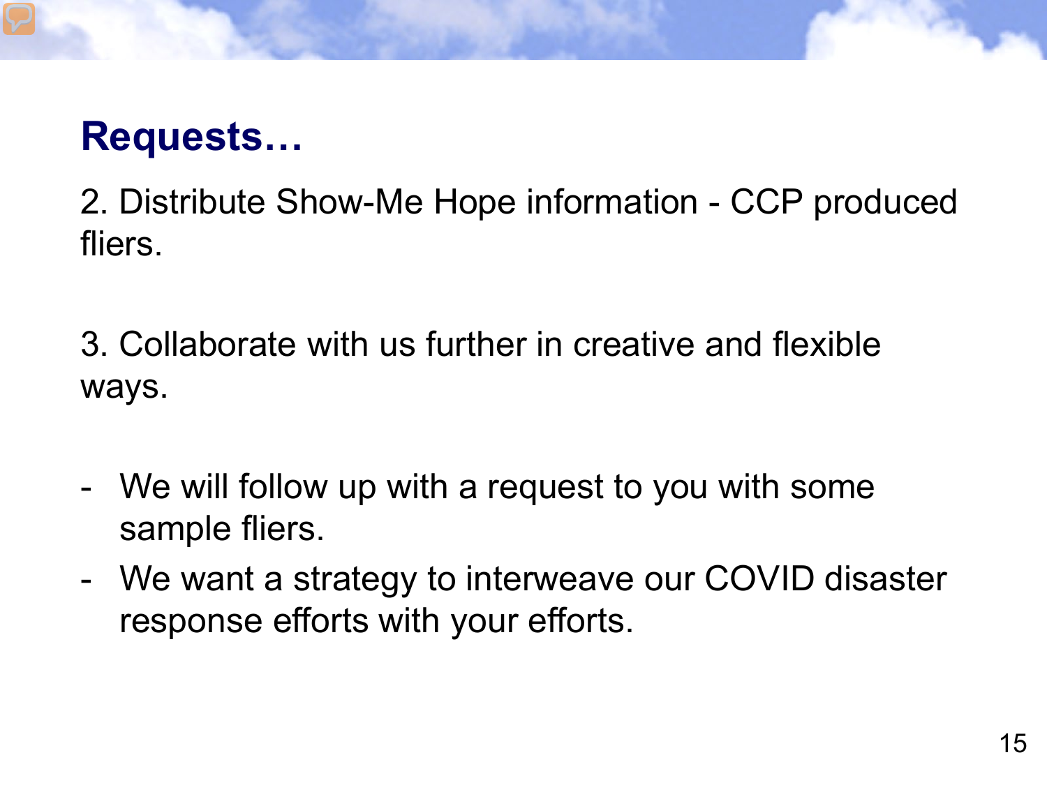## Requests…

2. Distribute Show-Me Hope information - CCP produced fliers.

3. Collaborate with us further in creative and flexible ways.

- We will follow up with a request to you with some sample fliers.
- We want a strategy to interweave our COVID disaster response efforts with your efforts.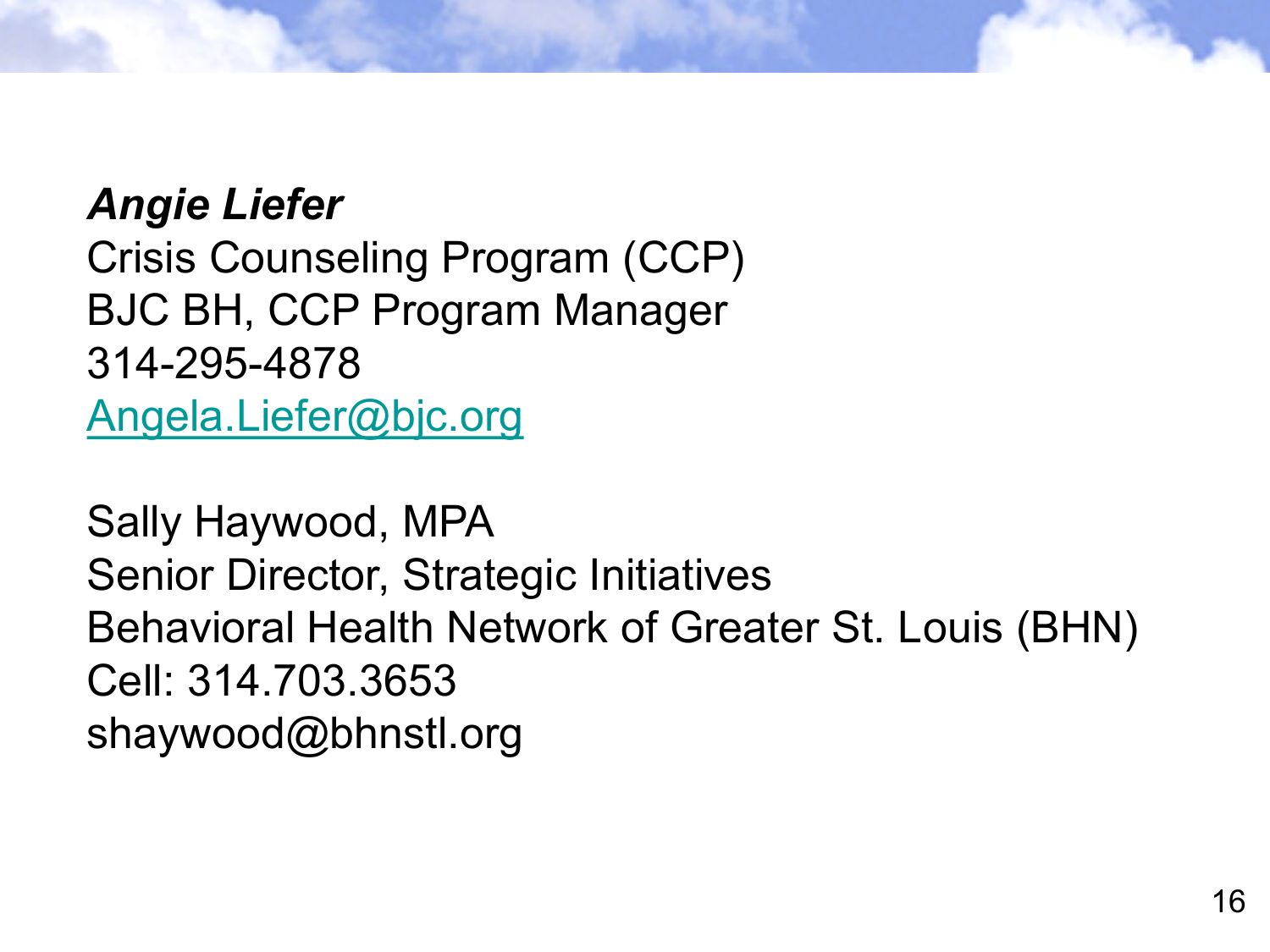***Angie Liefer***
Crisis Counseling Program (CCP)
BJC BH, CCP Program Manager
314-295-4878
Angela.Liefer@bjc.org

Sally Haywood, MPA
Senior Director, Strategic Initiatives
Behavioral Health Network of Greater St. Louis (BHN)
Cell: 314.703.3653
shaywood@bhnstl.org